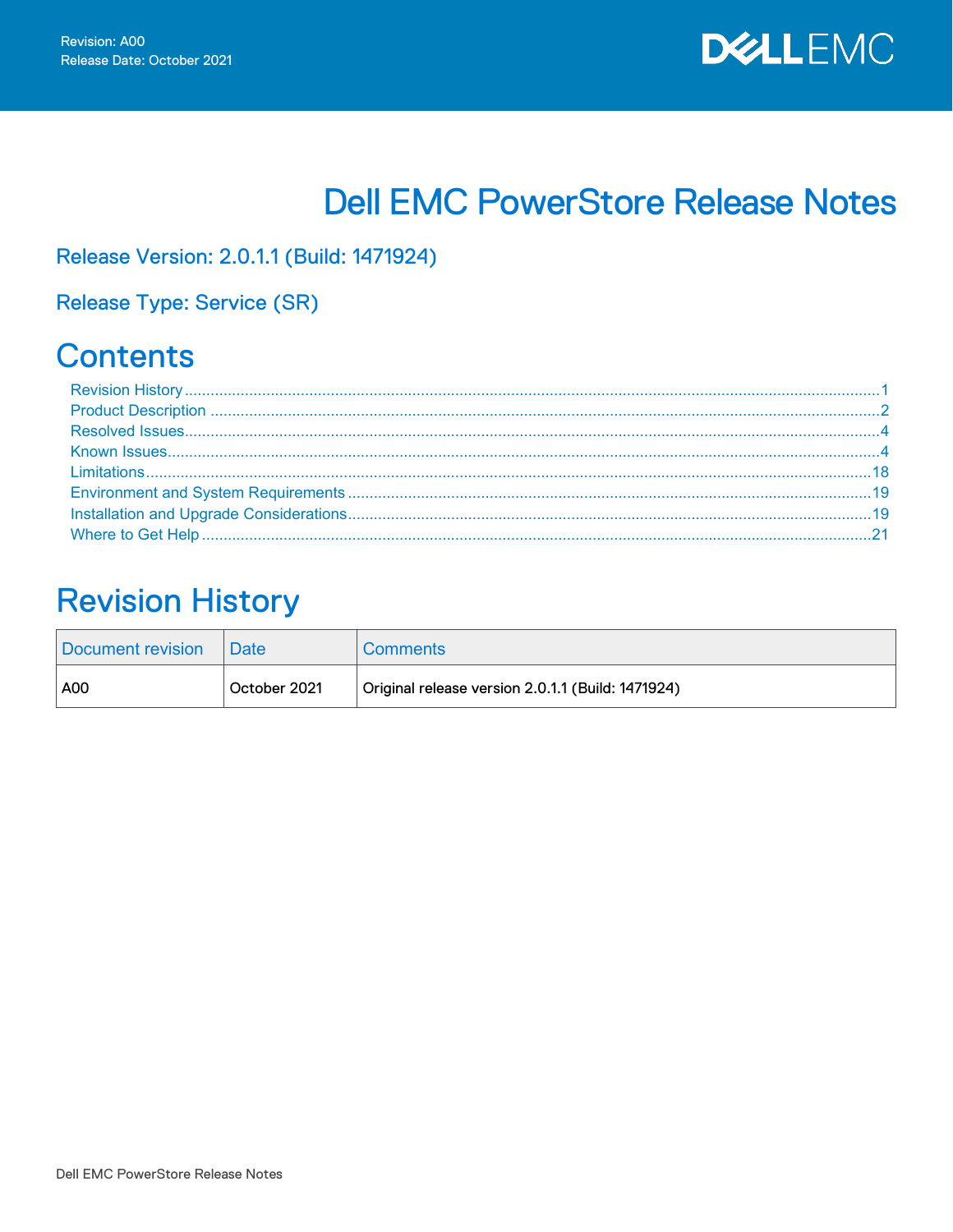Revision: A00
Release Date: October 2021

# Dell EMC PowerStore Release Notes

### Release Version: 2.0.1.1 (Build: 1471924)

### Release Type: Service (SR)

## Contents

- Revision History ... 1
- Product Description ... 2
- Resolved Issues ... 4
- Known Issues ... 4
- Limitations ... 18
- Environment and System Requirements ... 19
- Installation and Upgrade Considerations ... 19
- Where to Get Help ... 21

## Revision History

| Document revision | Date | Comments |
| --- | --- | --- |
| A00 | October 2021 | Original release version 2.0.1.1 (Build: 1471924) |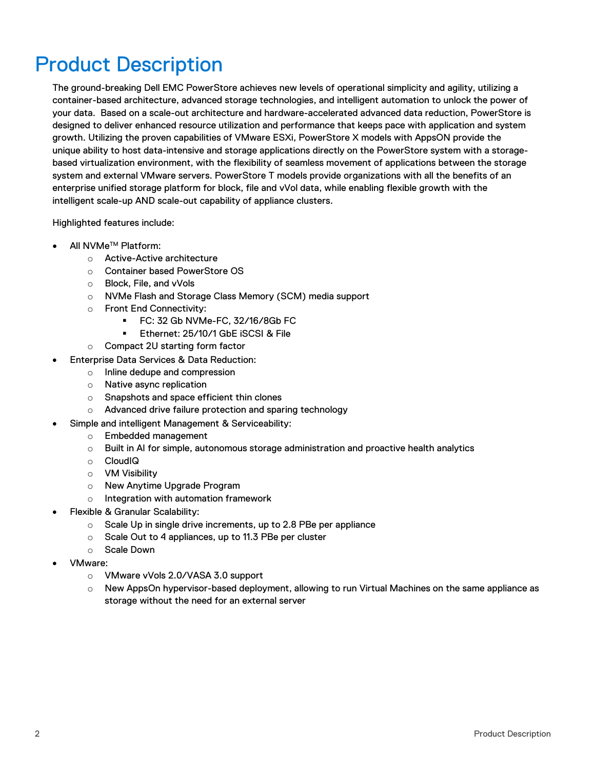# Product Description

The ground-breaking Dell EMC PowerStore achieves new levels of operational simplicity and agility, utilizing a container-based architecture, advanced storage technologies, and intelligent automation to unlock the power of your data. Based on a scale-out architecture and hardware-accelerated advanced data reduction, PowerStore is designed to deliver enhanced resource utilization and performance that keeps pace with application and system growth. Utilizing the proven capabilities of VMware ESXi, PowerStore X models with AppsON provide the unique ability to host data-intensive and storage applications directly on the PowerStore system with a storage-based virtualization environment, with the flexibility of seamless movement of applications between the storage system and external VMware servers. PowerStore T models provide organizations with all the benefits of an enterprise unified storage platform for block, file and vVol data, while enabling flexible growth with the intelligent scale-up AND scale-out capability of appliance clusters.

Highlighted features include:

- All NVMe™ Platform:
  - Active-Active architecture
  - Container based PowerStore OS
  - Block, File, and vVols
  - NVMe Flash and Storage Class Memory (SCM) media support
  - Front End Connectivity:
    - FC: 32 Gb NVMe-FC, 32/16/8Gb FC
    - Ethernet: 25/10/1 GbE iSCSI & File
  - Compact 2U starting form factor
- Enterprise Data Services & Data Reduction:
  - Inline dedupe and compression
  - Native async replication
  - Snapshots and space efficient thin clones
  - Advanced drive failure protection and sparing technology
- Simple and intelligent Management & Serviceability:
  - Embedded management
  - Built in AI for simple, autonomous storage administration and proactive health analytics
  - CloudIQ
  - VM Visibility
  - New Anytime Upgrade Program
  - Integration with automation framework
- Flexible & Granular Scalability:
  - Scale Up in single drive increments, up to 2.8 PBe per appliance
  - Scale Out to 4 appliances, up to 11.3 PBe per cluster
  - Scale Down
- VMware:
  - VMware vVols 2.0/VASA 3.0 support
  - New AppsOn hypervisor-based deployment, allowing to run Virtual Machines on the same appliance as storage without the need for an external server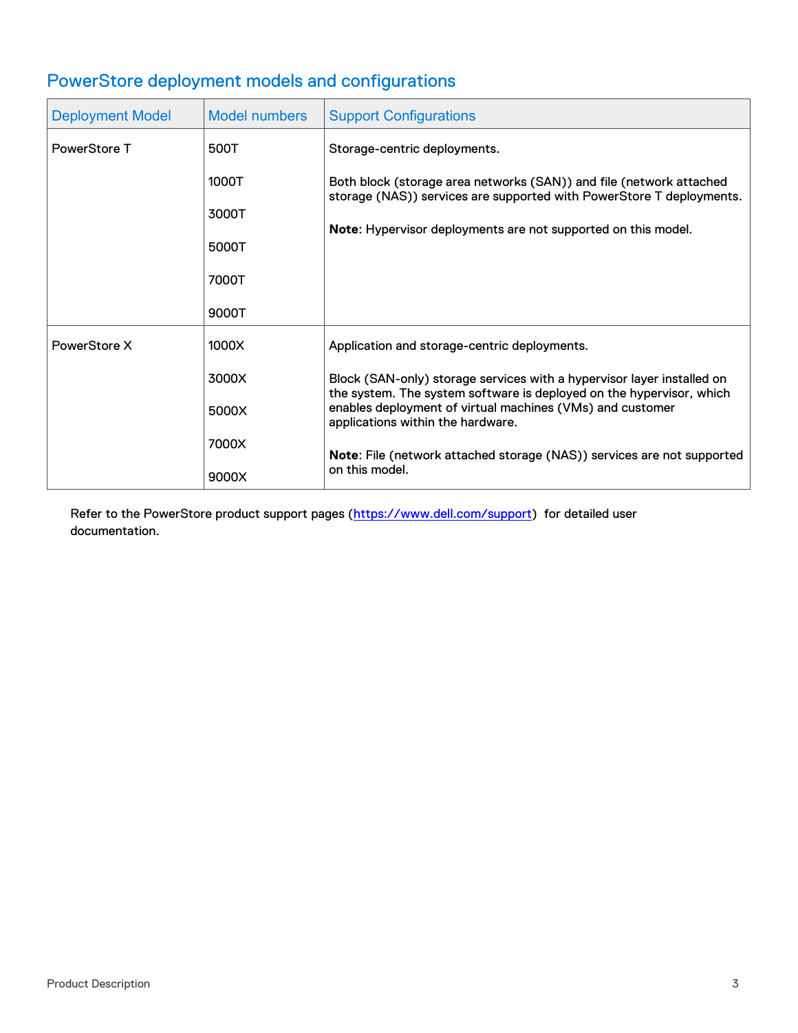## PowerStore deployment models and configurations

| Deployment Model | Model numbers | Support Configurations |
|---|---|---|
| PowerStore T | 500T<br>1000T<br>3000T<br>5000T<br>7000T<br>9000T | Storage-centric deployments.<br><br>Both block (storage area networks (SAN)) and file (network attached storage (NAS)) services are supported with PowerStore T deployments.<br><br>**Note**: Hypervisor deployments are not supported on this model. |
| PowerStore X | 1000X<br>3000X<br>5000X<br>7000X<br>9000X | Application and storage-centric deployments.<br><br>Block (SAN-only) storage services with a hypervisor layer installed on the system. The system software is deployed on the hypervisor, which enables deployment of virtual machines (VMs) and customer applications within the hardware.<br><br>**Note**: File (network attached storage (NAS)) services are not supported on this model. |

Refer to the PowerStore product support pages (https://www.dell.com/support) for detailed user documentation.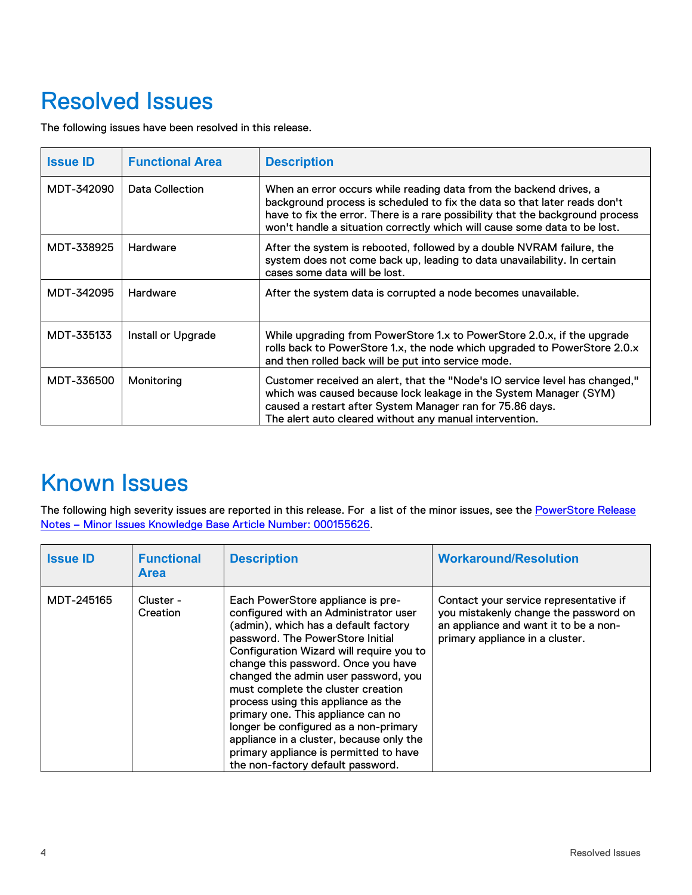# Resolved Issues

The following issues have been resolved in this release.

| Issue ID | Functional Area | Description |
|---|---|---|
| MDT-342090 | Data Collection | When an error occurs while reading data from the backend drives, a background process is scheduled to fix the data so that later reads don't have to fix the error. There is a rare possibility that the background process won't handle a situation correctly which will cause some data to be lost. |
| MDT-338925 | Hardware | After the system is rebooted, followed by a double NVRAM failure, the system does not come back up, leading to data unavailability. In certain cases some data will be lost. |
| MDT-342095 | Hardware | After the system data is corrupted a node becomes unavailable. |
| MDT-335133 | Install or Upgrade | While upgrading from PowerStore 1.x to PowerStore 2.0.x, if the upgrade rolls back to PowerStore 1.x, the node which upgraded to PowerStore 2.0.x and then rolled back will be put into service mode. |
| MDT-336500 | Monitoring | Customer received an alert, that the "Node's IO service level has changed," which was caused because lock leakage in the System Manager (SYM) caused a restart after System Manager ran for 75.86 days. The alert auto cleared without any manual intervention. |

# Known Issues

The following high severity issues are reported in this release. For  a list of the minor issues, see the [PowerStore Release Notes – Minor Issues Knowledge Base Article Number: 000155626](PowerStore Release Notes – Minor Issues Knowledge Base Article Number: 000155626).

| Issue ID | Functional Area | Description | Workaround/Resolution |
|---|---|---|---|
| MDT-245165 | Cluster - Creation | Each PowerStore appliance is pre-configured with an Administrator user (admin), which has a default factory password. The PowerStore Initial Configuration Wizard will require you to change this password. Once you have changed the admin user password, you must complete the cluster creation process using this appliance as the primary one. This appliance can no longer be configured as a non-primary appliance in a cluster, because only the primary appliance is permitted to have the non-factory default password. | Contact your service representative if you mistakenly change the password on an appliance and want it to be a non-primary appliance in a cluster. |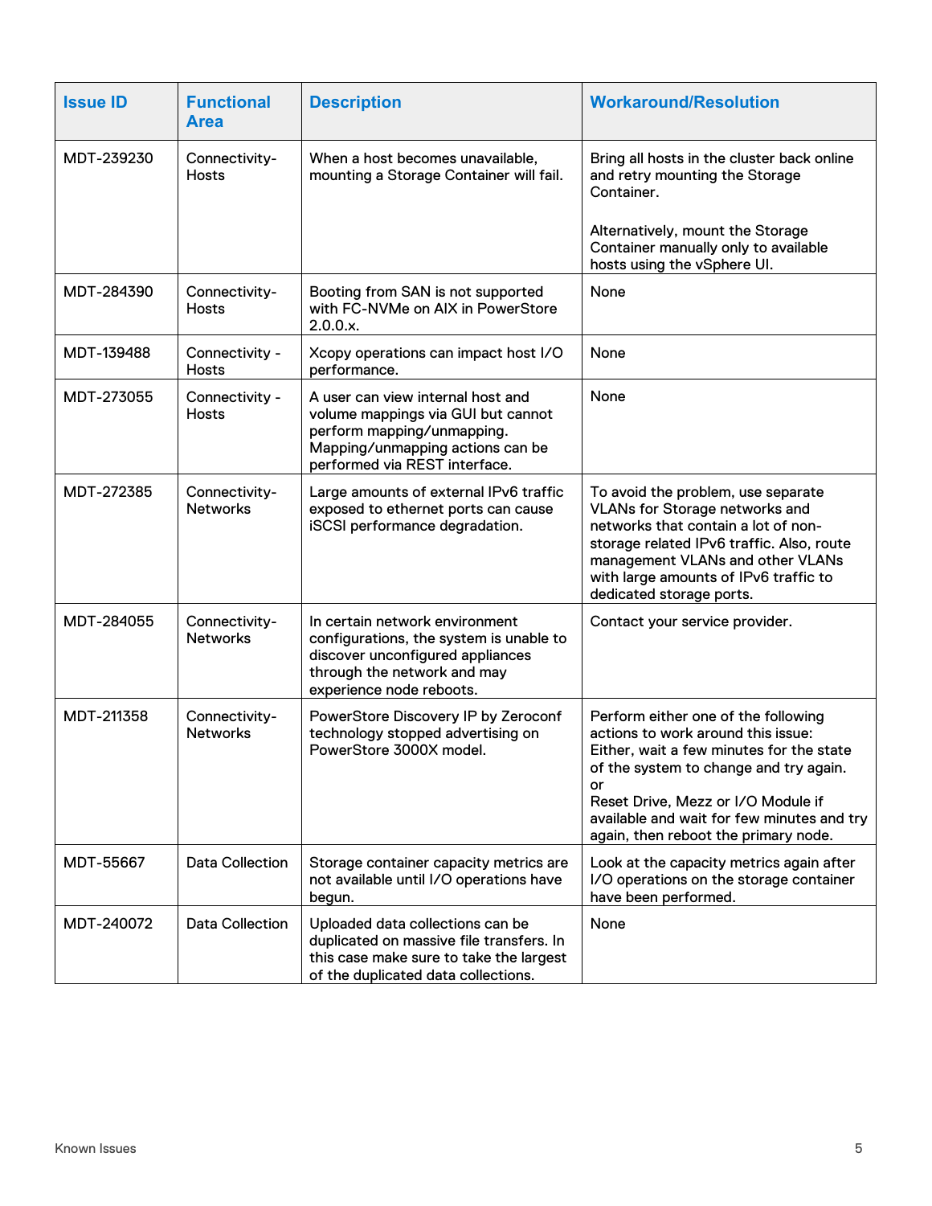| Issue ID | Functional Area | Description | Workaround/Resolution |
| --- | --- | --- | --- |
| MDT-239230 | Connectivity-Hosts | When a host becomes unavailable, mounting a Storage Container will fail. | Bring all hosts in the cluster back online and retry mounting the Storage Container.<br><br>Alternatively, mount the Storage Container manually only to available hosts using the vSphere UI. |
| MDT-284390 | Connectivity-Hosts | Booting from SAN is not supported with FC-NVMe on AIX in PowerStore 2.0.0.x. | None |
| MDT-139488 | Connectivity - Hosts | Xcopy operations can impact host I/O performance. | None |
| MDT-273055 | Connectivity - Hosts | A user can view internal host and volume mappings via GUI but cannot perform mapping/unmapping. Mapping/unmapping actions can be performed via REST interface. | None |
| MDT-272385 | Connectivity-Networks | Large amounts of external IPv6 traffic exposed to ethernet ports can cause iSCSI performance degradation. | To avoid the problem, use separate VLANs for Storage networks and networks that contain a lot of non-storage related IPv6 traffic. Also, route management VLANs and other VLANs with large amounts of IPv6 traffic to dedicated storage ports. |
| MDT-284055 | Connectivity-Networks | In certain network environment configurations, the system is unable to discover unconfigured appliances through the network and may experience node reboots. | Contact your service provider. |
| MDT-211358 | Connectivity-Networks | PowerStore Discovery IP by Zeroconf technology stopped advertising on PowerStore 3000X model. | Perform either one of the following actions to work around this issue:<br>Either, wait a few minutes for the state of the system to change and try again.<br>or<br>Reset Drive, Mezz or I/O Module if available and wait for few minutes and try again, then reboot the primary node. |
| MDT-55667 | Data Collection | Storage container capacity metrics are not available until I/O operations have begun. | Look at the capacity metrics again after I/O operations on the storage container have been performed. |
| MDT-240072 | Data Collection | Uploaded data collections can be duplicated on massive file transfers. In this case make sure to take the largest of the duplicated data collections. | None |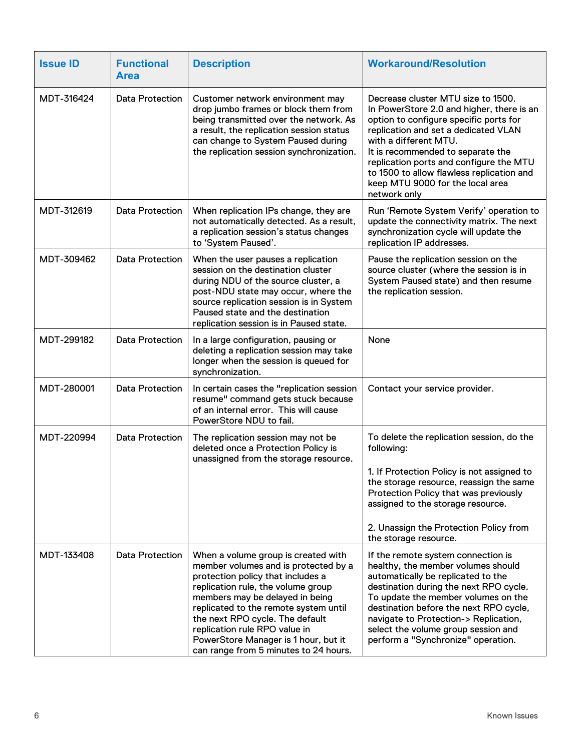| Issue ID | Functional Area | Description | Workaround/Resolution |
| --- | --- | --- | --- |
| MDT-316424 | Data Protection | Customer network environment may drop jumbo frames or block them from being transmitted over the network. As a result, the replication session status can change to System Paused during the replication session synchronization. | Decrease cluster MTU size to 1500. In PowerStore 2.0 and higher, there is an option to configure specific ports for replication and set a dedicated VLAN with a different MTU. It is recommended to separate the replication ports and configure the MTU to 1500 to allow flawless replication and keep MTU 9000 for the local area network only |
| MDT-312619 | Data Protection | When replication IPs change, they are not automatically detected. As a result, a replication session's status changes to 'System Paused'. | Run 'Remote System Verify' operation to update the connectivity matrix. The next synchronization cycle will update the replication IP addresses. |
| MDT-309462 | Data Protection | When the user pauses a replication session on the destination cluster during NDU of the source cluster, a post-NDU state may occur, where the source replication session is in System Paused state and the destination replication session is in Paused state. | Pause the replication session on the source cluster (where the session is in System Paused state) and then resume the replication session. |
| MDT-299182 | Data Protection | In a large configuration, pausing or deleting a replication session may take longer when the session is queued for synchronization. | None |
| MDT-280001 | Data Protection | In certain cases the "replication session resume" command gets stuck because of an internal error. This will cause PowerStore NDU to fail. | Contact your service provider. |
| MDT-220994 | Data Protection | The replication session may not be deleted once a Protection Policy is unassigned from the storage resource. | To delete the replication session, do the following:<br><br>1. If Protection Policy is not assigned to the storage resource, reassign the same Protection Policy that was previously assigned to the storage resource.<br><br>2. Unassign the Protection Policy from the storage resource. |
| MDT-133408 | Data Protection | When a volume group is created with member volumes and is protected by a protection policy that includes a replication rule, the volume group members may be delayed in being replicated to the remote system until the next RPO cycle. The default replication rule RPO value in PowerStore Manager is 1 hour, but it can range from 5 minutes to 24 hours. | If the remote system connection is healthy, the member volumes should automatically be replicated to the destination during the next RPO cycle. To update the member volumes on the destination before the next RPO cycle, navigate to Protection-> Replication, select the volume group session and perform a "Synchronize" operation. |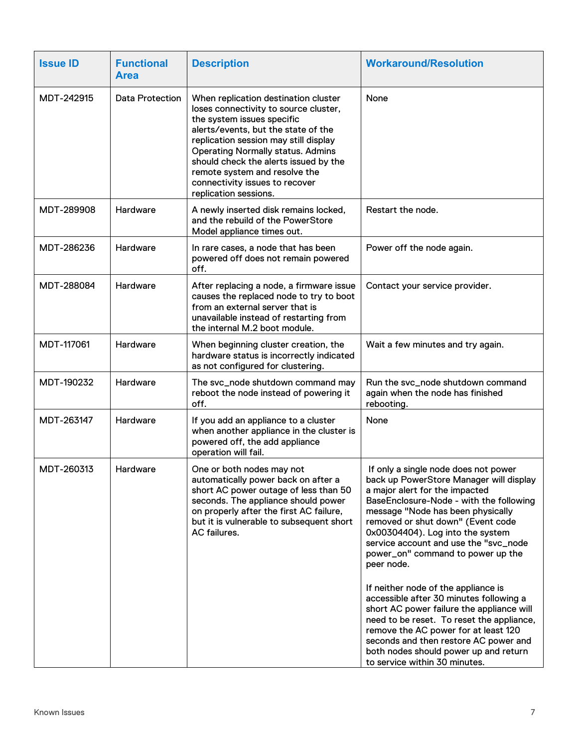| Issue ID | Functional Area | Description | Workaround/Resolution |
| --- | --- | --- | --- |
| MDT-242915 | Data Protection | When replication destination cluster loses connectivity to source cluster, the system issues specific alerts/events, but the state of the replication session may still display Operating Normally status. Admins should check the alerts issued by the remote system and resolve the connectivity issues to recover replication sessions. | None |
| MDT-289908 | Hardware | A newly inserted disk remains locked, and the rebuild of the PowerStore Model appliance times out. | Restart the node. |
| MDT-286236 | Hardware | In rare cases, a node that has been powered off does not remain powered off. | Power off the node again. |
| MDT-288084 | Hardware | After replacing a node, a firmware issue causes the replaced node to try to boot from an external server that is unavailable instead of restarting from the internal M.2 boot module. | Contact your service provider. |
| MDT-117061 | Hardware | When beginning cluster creation, the hardware status is incorrectly indicated as not configured for clustering. | Wait a few minutes and try again. |
| MDT-190232 | Hardware | The svc_node shutdown command may reboot the node instead of powering it off. | Run the svc_node shutdown command again when the node has finished rebooting. |
| MDT-263147 | Hardware | If you add an appliance to a cluster when another appliance in the cluster is powered off, the add appliance operation will fail. | None |
| MDT-260313 | Hardware | One or both nodes may not automatically power back on after a short AC power outage of less than 50 seconds. The appliance should power on properly after the first AC failure, but it is vulnerable to subsequent short AC failures. | If only a single node does not power back up PowerStore Manager will display a major alert for the impacted BaseEnclosure-Node - with the following message "Node has been physically removed or shut down" (Event code 0x00304404). Log into the system service account and use the "svc_node power_on" command to power up the peer node.<br><br>If neither node of the appliance is accessible after 30 minutes following a short AC power failure the appliance will need to be reset. To reset the appliance, remove the AC power for at least 120 seconds and then restore AC power and both nodes should power up and return to service within 30 minutes. |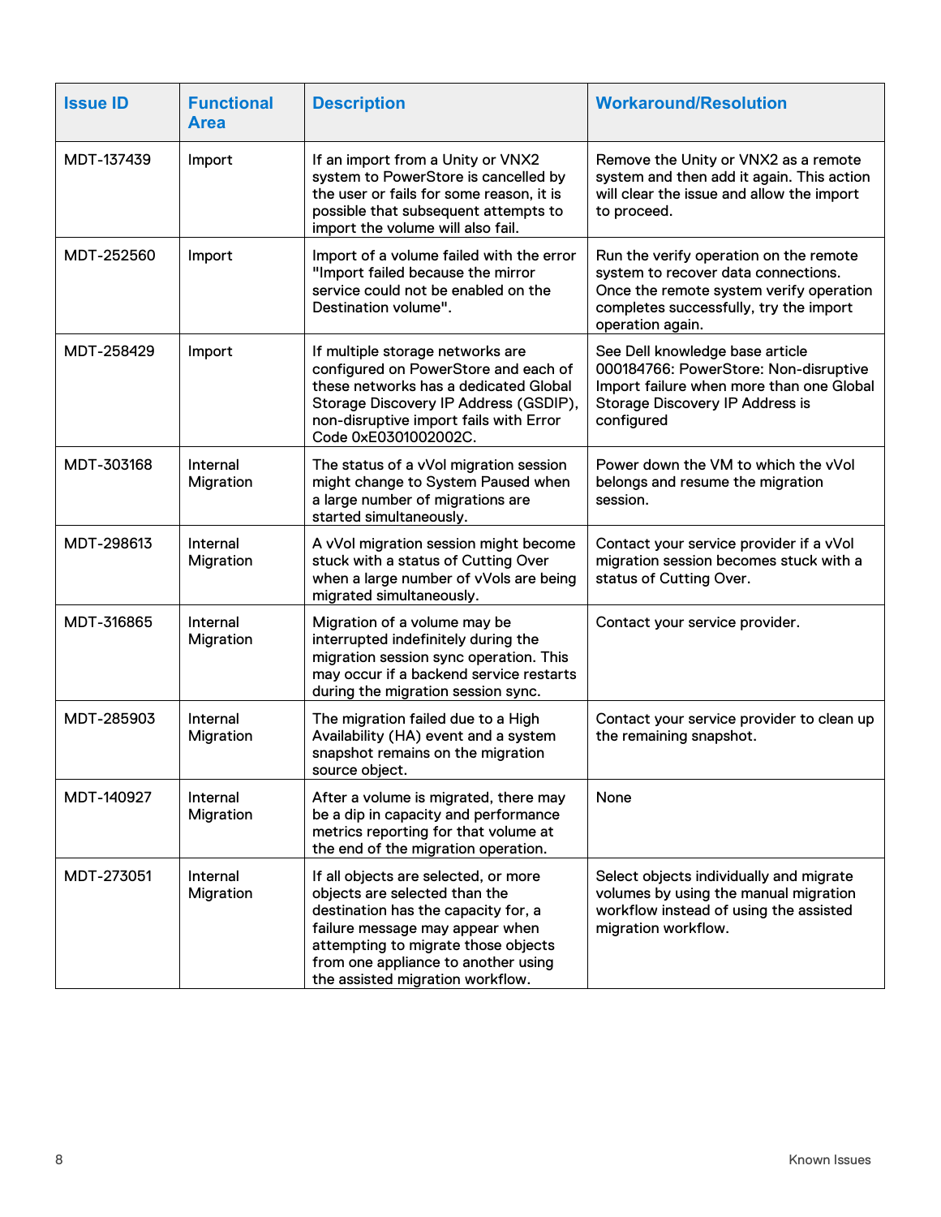| Issue ID | Functional Area | Description | Workaround/Resolution |
|---|---|---|---|
| MDT-137439 | Import | If an import from a Unity or VNX2 system to PowerStore is cancelled by the user or fails for some reason, it is possible that subsequent attempts to import the volume will also fail. | Remove the Unity or VNX2 as a remote system and then add it again. This action will clear the issue and allow the import to proceed. |
| MDT-252560 | Import | Import of a volume failed with the error "Import failed because the mirror service could not be enabled on the Destination volume". | Run the verify operation on the remote system to recover data connections. Once the remote system verify operation completes successfully, try the import operation again. |
| MDT-258429 | Import | If multiple storage networks are configured on PowerStore and each of these networks has a dedicated Global Storage Discovery IP Address (GSDIP), non-disruptive import fails with Error Code 0xE0301002002C. | See Dell knowledge base article 000184766: PowerStore: Non-disruptive Import failure when more than one Global Storage Discovery IP Address is configured |
| MDT-303168 | Internal Migration | The status of a vVol migration session might change to System Paused when a large number of migrations are started simultaneously. | Power down the VM to which the vVol belongs and resume the migration session. |
| MDT-298613 | Internal Migration | A vVol migration session might become stuck with a status of Cutting Over when a large number of vVols are being migrated simultaneously. | Contact your service provider if a vVol migration session becomes stuck with a status of Cutting Over. |
| MDT-316865 | Internal Migration | Migration of a volume may be interrupted indefinitely during the migration session sync operation. This may occur if a backend service restarts during the migration session sync. | Contact your service provider. |
| MDT-285903 | Internal Migration | The migration failed due to a High Availability (HA) event and a system snapshot remains on the migration source object. | Contact your service provider to clean up the remaining snapshot. |
| MDT-140927 | Internal Migration | After a volume is migrated, there may be a dip in capacity and performance metrics reporting for that volume at the end of the migration operation. | None |
| MDT-273051 | Internal Migration | If all objects are selected, or more objects are selected than the destination has the capacity for, a failure message may appear when attempting to migrate those objects from one appliance to another using the assisted migration workflow. | Select objects individually and migrate volumes by using the manual migration workflow instead of using the assisted migration workflow. |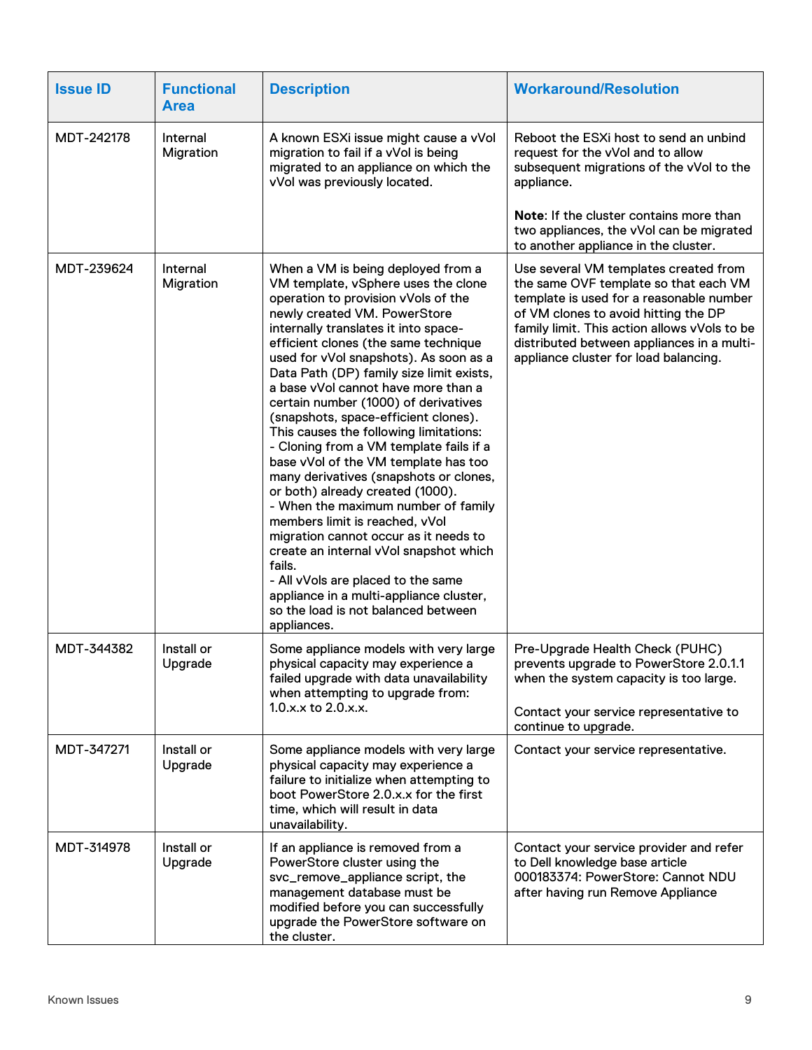| Issue ID | Functional Area | Description | Workaround/Resolution |
|---|---|---|---|
| MDT-242178 | Internal Migration | A known ESXi issue might cause a vVol migration to fail if a vVol is being migrated to an appliance on which the vVol was previously located. | Reboot the ESXi host to send an unbind request for the vVol and to allow subsequent migrations of the vVol to the appliance.<br><br>**Note**: If the cluster contains more than two appliances, the vVol can be migrated to another appliance in the cluster. |
| MDT-239624 | Internal Migration | When a VM is being deployed from a VM template, vSphere uses the clone operation to provision vVols of the newly created VM. PowerStore internally translates it into space-efficient clones (the same technique used for vVol snapshots). As soon as a Data Path (DP) family size limit exists, a base vVol cannot have more than a certain number (1000) of derivatives (snapshots, space-efficient clones). This causes the following limitations:<br>- Cloning from a VM template fails if a base vVol of the VM template has too many derivatives (snapshots or clones, or both) already created (1000).<br>- When the maximum number of family members limit is reached, vVol migration cannot occur as it needs to create an internal vVol snapshot which fails.<br>- All vVols are placed to the same appliance in a multi-appliance cluster, so the load is not balanced between appliances. | Use several VM templates created from the same OVF template so that each VM template is used for a reasonable number of VM clones to avoid hitting the DP family limit. This action allows vVols to be distributed between appliances in a multi-appliance cluster for load balancing. |
| MDT-344382 | Install or Upgrade | Some appliance models with very large physical capacity may experience a failed upgrade with data unavailability when attempting to upgrade from: 1.0.x.x to 2.0.x.x. | Pre-Upgrade Health Check (PUHC) prevents upgrade to PowerStore 2.0.1.1 when the system capacity is too large.<br><br>Contact your service representative to continue to upgrade. |
| MDT-347271 | Install or Upgrade | Some appliance models with very large physical capacity may experience a failure to initialize when attempting to boot PowerStore 2.0.x.x for the first time, which will result in data unavailability. | Contact your service representative. |
| MDT-314978 | Install or Upgrade | If an appliance is removed from a PowerStore cluster using the svc_remove_appliance script, the management database must be modified before you can successfully upgrade the PowerStore software on the cluster. | Contact your service provider and refer to Dell knowledge base article 000183374: PowerStore: Cannot NDU after having run Remove Appliance |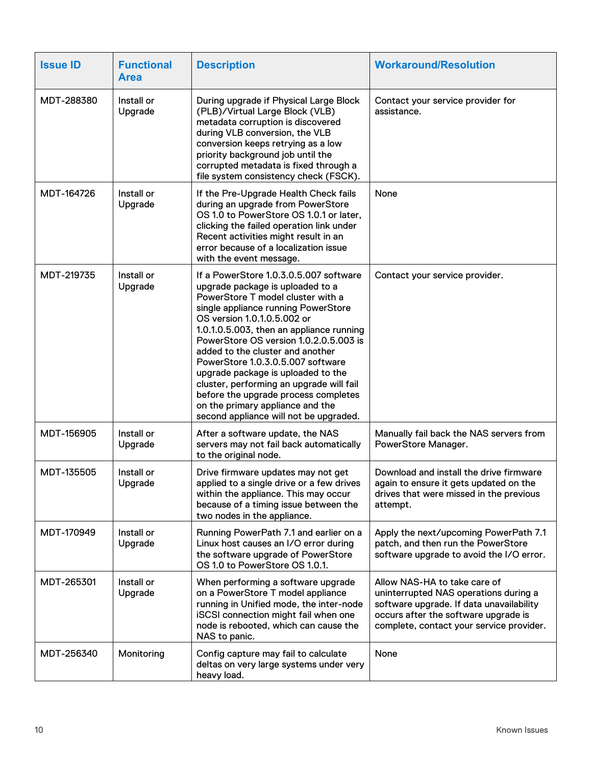| Issue ID | Functional Area | Description | Workaround/Resolution |
|---|---|---|---|
| MDT-288380 | Install or Upgrade | During upgrade if Physical Large Block (PLB)/Virtual Large Block (VLB) metadata corruption is discovered during VLB conversion, the VLB conversion keeps retrying as a low priority background job until the corrupted metadata is fixed through a file system consistency check (FSCK). | Contact your service provider for assistance. |
| MDT-164726 | Install or Upgrade | If the Pre-Upgrade Health Check fails during an upgrade from PowerStore OS 1.0 to PowerStore OS 1.0.1 or later, clicking the failed operation link under Recent activities might result in an error because of a localization issue with the event message. | None |
| MDT-219735 | Install or Upgrade | If a PowerStore 1.0.3.0.5.007 software upgrade package is uploaded to a PowerStore T model cluster with a single appliance running PowerStore OS version 1.0.1.0.5.002 or 1.0.1.0.5.003, then an appliance running PowerStore OS version 1.0.2.0.5.003 is added to the cluster and another PowerStore 1.0.3.0.5.007 software upgrade package is uploaded to the cluster, performing an upgrade will fail before the upgrade process completes on the primary appliance and the second appliance will not be upgraded. | Contact your service provider. |
| MDT-156905 | Install or Upgrade | After a software update, the NAS servers may not fail back automatically to the original node. | Manually fail back the NAS servers from PowerStore Manager. |
| MDT-135505 | Install or Upgrade | Drive firmware updates may not get applied to a single drive or a few drives within the appliance. This may occur because of a timing issue between the two nodes in the appliance. | Download and install the drive firmware again to ensure it gets updated on the drives that were missed in the previous attempt. |
| MDT-170949 | Install or Upgrade | Running PowerPath 7.1 and earlier on a Linux host causes an I/O error during the software upgrade of PowerStore OS 1.0 to PowerStore OS 1.0.1. | Apply the next/upcoming PowerPath 7.1 patch, and then run the PowerStore software upgrade to avoid the I/O error. |
| MDT-265301 | Install or Upgrade | When performing a software upgrade on a PowerStore T model appliance running in Unified mode, the inter-node iSCSI connection might fail when one node is rebooted, which can cause the NAS to panic. | Allow NAS-HA to take care of uninterrupted NAS operations during a software upgrade. If data unavailability occurs after the software upgrade is complete, contact your service provider. |
| MDT-256340 | Monitoring | Config capture may fail to calculate deltas on very large systems under very heavy load. | None |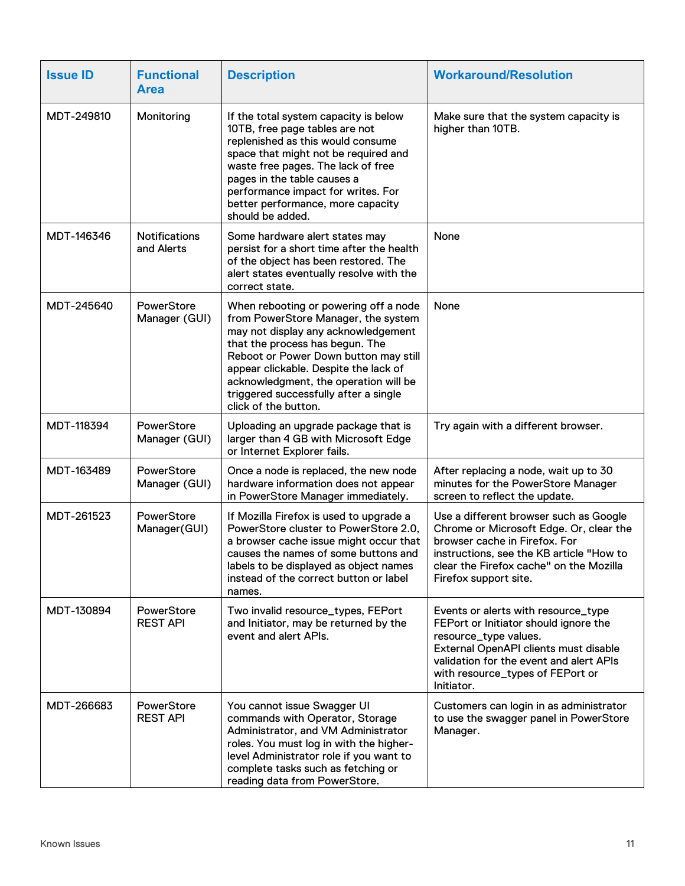| Issue ID | Functional Area | Description | Workaround/Resolution |
|---|---|---|---|
| MDT-249810 | Monitoring | If the total system capacity is below 10TB, free page tables are not replenished as this would consume space that might not be required and waste free pages. The lack of free pages in the table causes a performance impact for writes. For better performance, more capacity should be added. | Make sure that the system capacity is higher than 10TB. |
| MDT-146346 | Notifications and Alerts | Some hardware alert states may persist for a short time after the health of the object has been restored. The alert states eventually resolve with the correct state. | None |
| MDT-245640 | PowerStore Manager (GUI) | When rebooting or powering off a node from PowerStore Manager, the system may not display any acknowledgement that the process has begun. The Reboot or Power Down button may still appear clickable. Despite the lack of acknowledgment, the operation will be triggered successfully after a single click of the button. | None |
| MDT-118394 | PowerStore Manager (GUI) | Uploading an upgrade package that is larger than 4 GB with Microsoft Edge or Internet Explorer fails. | Try again with a different browser. |
| MDT-163489 | PowerStore Manager (GUI) | Once a node is replaced, the new node hardware information does not appear in PowerStore Manager immediately. | After replacing a node, wait up to 30 minutes for the PowerStore Manager screen to reflect the update. |
| MDT-261523 | PowerStore Manager(GUI) | If Mozilla Firefox is used to upgrade a PowerStore cluster to PowerStore 2.0, a browser cache issue might occur that causes the names of some buttons and labels to be displayed as object names instead of the correct button or label names. | Use a different browser such as Google Chrome or Microsoft Edge. Or, clear the browser cache in Firefox. For instructions, see the KB article "How to clear the Firefox cache" on the Mozilla Firefox support site. |
| MDT-130894 | PowerStore REST API | Two invalid resource_types, FEPort and Initiator, may be returned by the event and alert APIs. | Events or alerts with resource_type FEPort or Initiator should ignore the resource_type values.<br>External OpenAPI clients must disable validation for the event and alert APIs with resource_types of FEPort or Initiator. |
| MDT-266683 | PowerStore REST API | You cannot issue Swagger UI commands with Operator, Storage Administrator, and VM Administrator roles. You must log in with the higher-level Administrator role if you want to complete tasks such as fetching or reading data from PowerStore. | Customers can login in as administrator to use the swagger panel in PowerStore Manager. |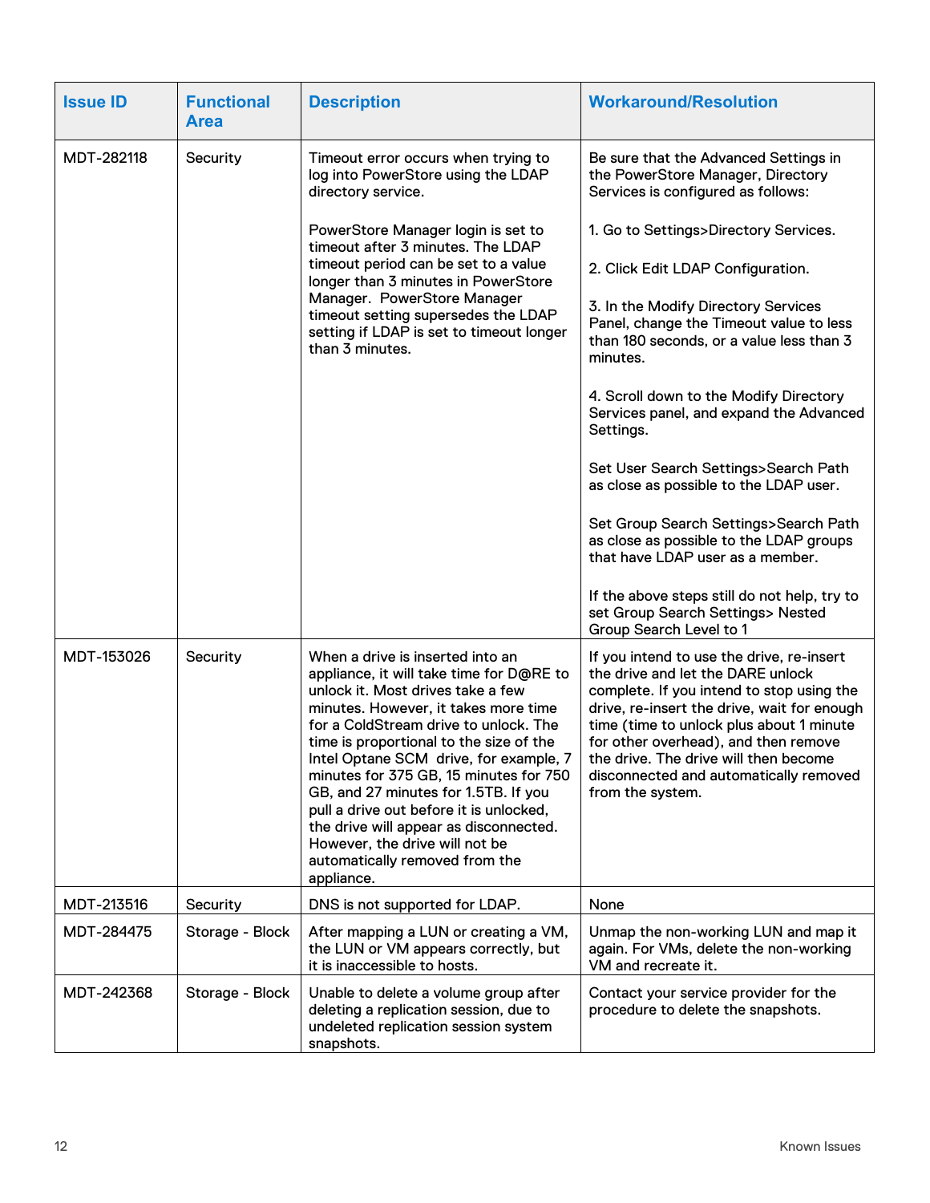| Issue ID | Functional Area | Description | Workaround/Resolution |
|---|---|---|---|
| MDT-282118 | Security | Timeout error occurs when trying to log into PowerStore using the LDAP directory service.<br><br>PowerStore Manager login is set to timeout after 3 minutes. The LDAP timeout period can be set to a value longer than 3 minutes in PowerStore Manager. PowerStore Manager timeout setting supersedes the LDAP setting if LDAP is set to timeout longer than 3 minutes. | Be sure that the Advanced Settings in the PowerStore Manager, Directory Services is configured as follows:<br><br>1. Go to Settings>Directory Services.<br><br>2. Click Edit LDAP Configuration.<br><br>3. In the Modify Directory Services Panel, change the Timeout value to less than 180 seconds, or a value less than 3 minutes.<br><br>4. Scroll down to the Modify Directory Services panel, and expand the Advanced Settings.<br><br>Set User Search Settings>Search Path as close as possible to the LDAP user.<br><br>Set Group Search Settings>Search Path as close as possible to the LDAP groups that have LDAP user as a member.<br><br>If the above steps still do not help, try to set Group Search Settings> Nested Group Search Level to 1 |
| MDT-153026 | Security | When a drive is inserted into an appliance, it will take time for D@RE to unlock it. Most drives take a few minutes. However, it takes more time for a ColdStream drive to unlock. The time is proportional to the size of the Intel Optane SCM drive, for example, 7 minutes for 375 GB, 15 minutes for 750 GB, and 27 minutes for 1.5TB. If you pull a drive out before it is unlocked, the drive will appear as disconnected. However, the drive will not be automatically removed from the appliance. | If you intend to use the drive, re-insert the drive and let the DARE unlock complete. If you intend to stop using the drive, re-insert the drive, wait for enough time (time to unlock plus about 1 minute for other overhead), and then remove the drive. The drive will then become disconnected and automatically removed from the system. |
| MDT-213516 | Security | DNS is not supported for LDAP. | None |
| MDT-284475 | Storage - Block | After mapping a LUN or creating a VM, the LUN or VM appears correctly, but it is inaccessible to hosts. | Unmap the non-working LUN and map it again. For VMs, delete the non-working VM and recreate it. |
| MDT-242368 | Storage - Block | Unable to delete a volume group after deleting a replication session, due to undeleted replication session system snapshots. | Contact your service provider for the procedure to delete the snapshots. |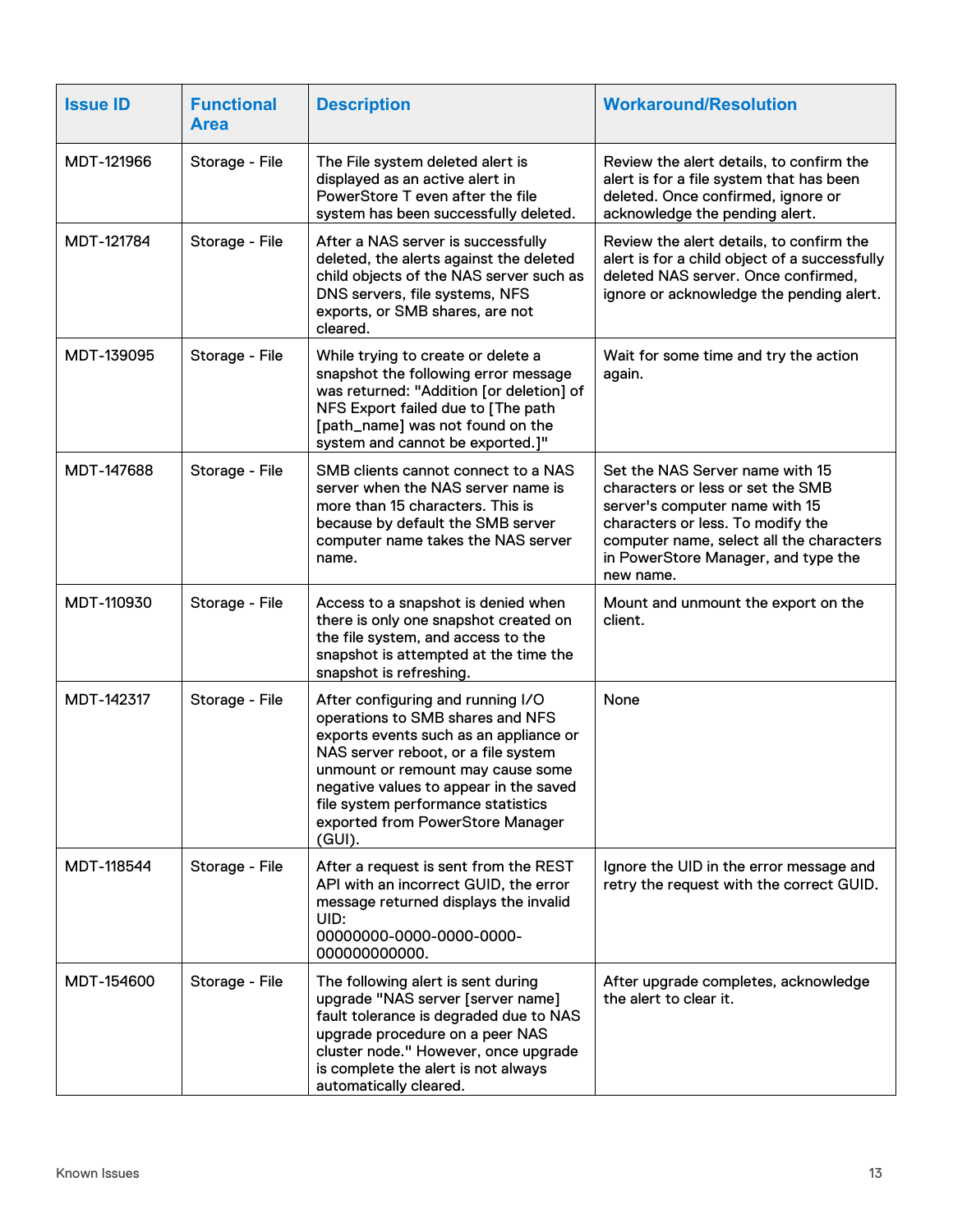| Issue ID | Functional Area | Description | Workaround/Resolution |
|---|---|---|---|
| MDT-121966 | Storage - File | The File system deleted alert is displayed as an active alert in PowerStore T even after the file system has been successfully deleted. | Review the alert details, to confirm the alert is for a file system that has been deleted. Once confirmed, ignore or acknowledge the pending alert. |
| MDT-121784 | Storage - File | After a NAS server is successfully deleted, the alerts against the deleted child objects of the NAS server such as DNS servers, file systems, NFS exports, or SMB shares, are not cleared. | Review the alert details, to confirm the alert is for a child object of a successfully deleted NAS server. Once confirmed, ignore or acknowledge the pending alert. |
| MDT-139095 | Storage - File | While trying to create or delete a snapshot the following error message was returned: "Addition [or deletion] of NFS Export failed due to [The path [path_name] was not found on the system and cannot be exported.]" | Wait for some time and try the action again. |
| MDT-147688 | Storage - File | SMB clients cannot connect to a NAS server when the NAS server name is more than 15 characters. This is because by default the SMB server computer name takes the NAS server name. | Set the NAS Server name with 15 characters or less or set the SMB server's computer name with 15 characters or less. To modify the computer name, select all the characters in PowerStore Manager, and type the new name. |
| MDT-110930 | Storage - File | Access to a snapshot is denied when there is only one snapshot created on the file system, and access to the snapshot is attempted at the time the snapshot is refreshing. | Mount and unmount the export on the client. |
| MDT-142317 | Storage - File | After configuring and running I/O operations to SMB shares and NFS exports events such as an appliance or NAS server reboot, or a file system unmount or remount may cause some negative values to appear in the saved file system performance statistics exported from PowerStore Manager (GUI). | None |
| MDT-118544 | Storage - File | After a request is sent from the REST API with an incorrect GUID, the error message returned displays the invalid UID: 00000000-0000-0000-0000-000000000000. | Ignore the UID in the error message and retry the request with the correct GUID. |
| MDT-154600 | Storage - File | The following alert is sent during upgrade "NAS server [server name] fault tolerance is degraded due to NAS upgrade procedure on a peer NAS cluster node." However, once upgrade is complete the alert is not always automatically cleared. | After upgrade completes, acknowledge the alert to clear it. |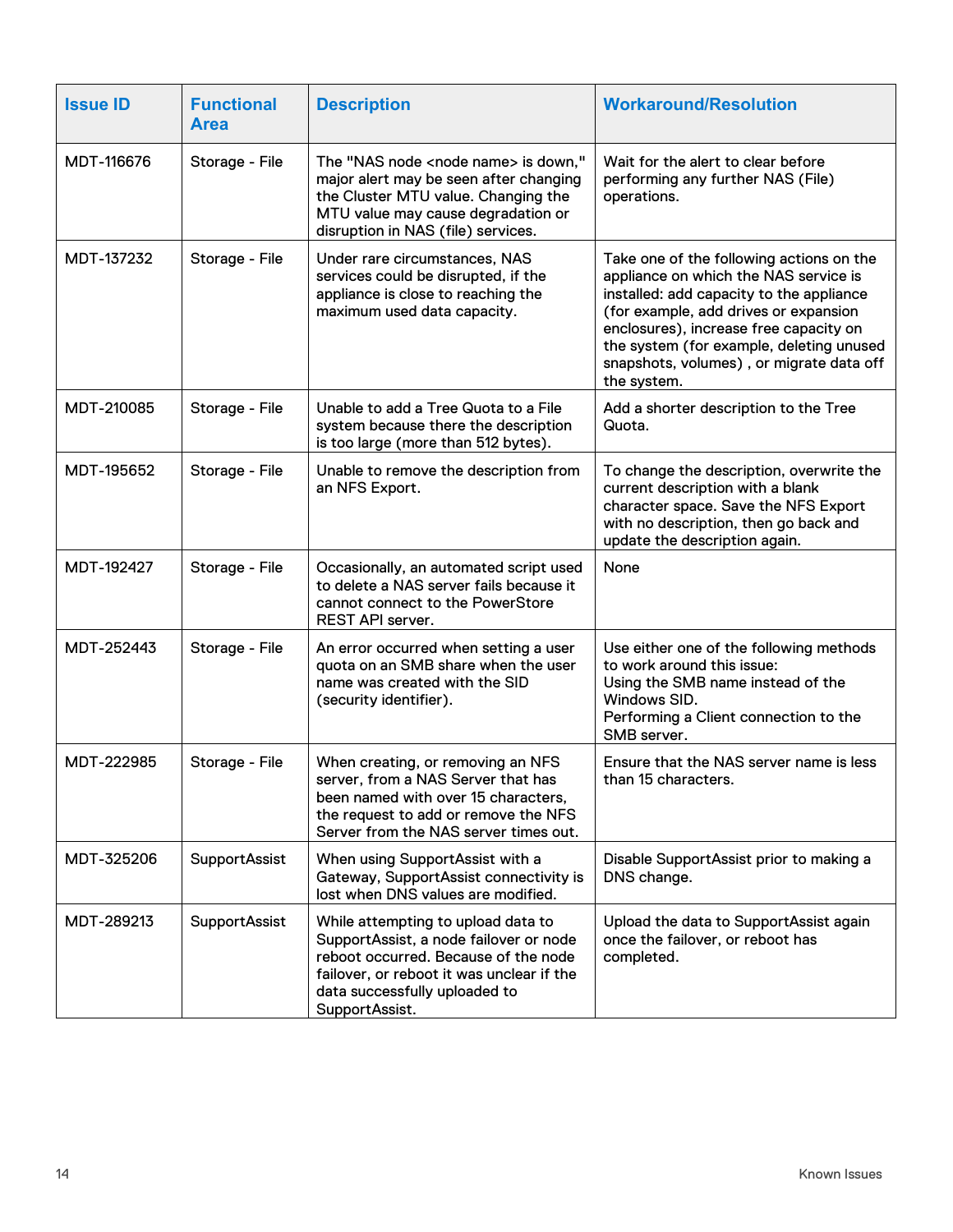| Issue ID | Functional Area | Description | Workaround/Resolution |
|---|---|---|---|
| MDT-116676 | Storage - File | The "NAS node <node name> is down," major alert may be seen after changing the Cluster MTU value. Changing the MTU value may cause degradation or disruption in NAS (file) services. | Wait for the alert to clear before performing any further NAS (File) operations. |
| MDT-137232 | Storage - File | Under rare circumstances, NAS services could be disrupted, if the appliance is close to reaching the maximum used data capacity. | Take one of the following actions on the appliance on which the NAS service is installed: add capacity to the appliance (for example, add drives or expansion enclosures), increase free capacity on the system (for example, deleting unused snapshots, volumes) , or migrate data off the system. |
| MDT-210085 | Storage - File | Unable to add a Tree Quota to a File system because there the description is too large (more than 512 bytes). | Add a shorter description to the Tree Quota. |
| MDT-195652 | Storage - File | Unable to remove the description from an NFS Export. | To change the description, overwrite the current description with a blank character space. Save the NFS Export with no description, then go back and update the description again. |
| MDT-192427 | Storage - File | Occasionally, an automated script used to delete a NAS server fails because it cannot connect to the PowerStore REST API server. | None |
| MDT-252443 | Storage - File | An error occurred when setting a user quota on an SMB share when the user name was created with the SID (security identifier). | Use either one of the following methods to work around this issue:<br>Using the SMB name instead of the Windows SID.<br>Performing a Client connection to the SMB server. |
| MDT-222985 | Storage - File | When creating, or removing an NFS server, from a NAS Server that has been named with over 15 characters, the request to add or remove the NFS Server from the NAS server times out. | Ensure that the NAS server name is less than 15 characters. |
| MDT-325206 | SupportAssist | When using SupportAssist with a Gateway, SupportAssist connectivity is lost when DNS values are modified. | Disable SupportAssist prior to making a DNS change. |
| MDT-289213 | SupportAssist | While attempting to upload data to SupportAssist, a node failover or node reboot occurred. Because of the node failover, or reboot it was unclear if the data successfully uploaded to SupportAssist. | Upload the data to SupportAssist again once the failover, or reboot has completed. |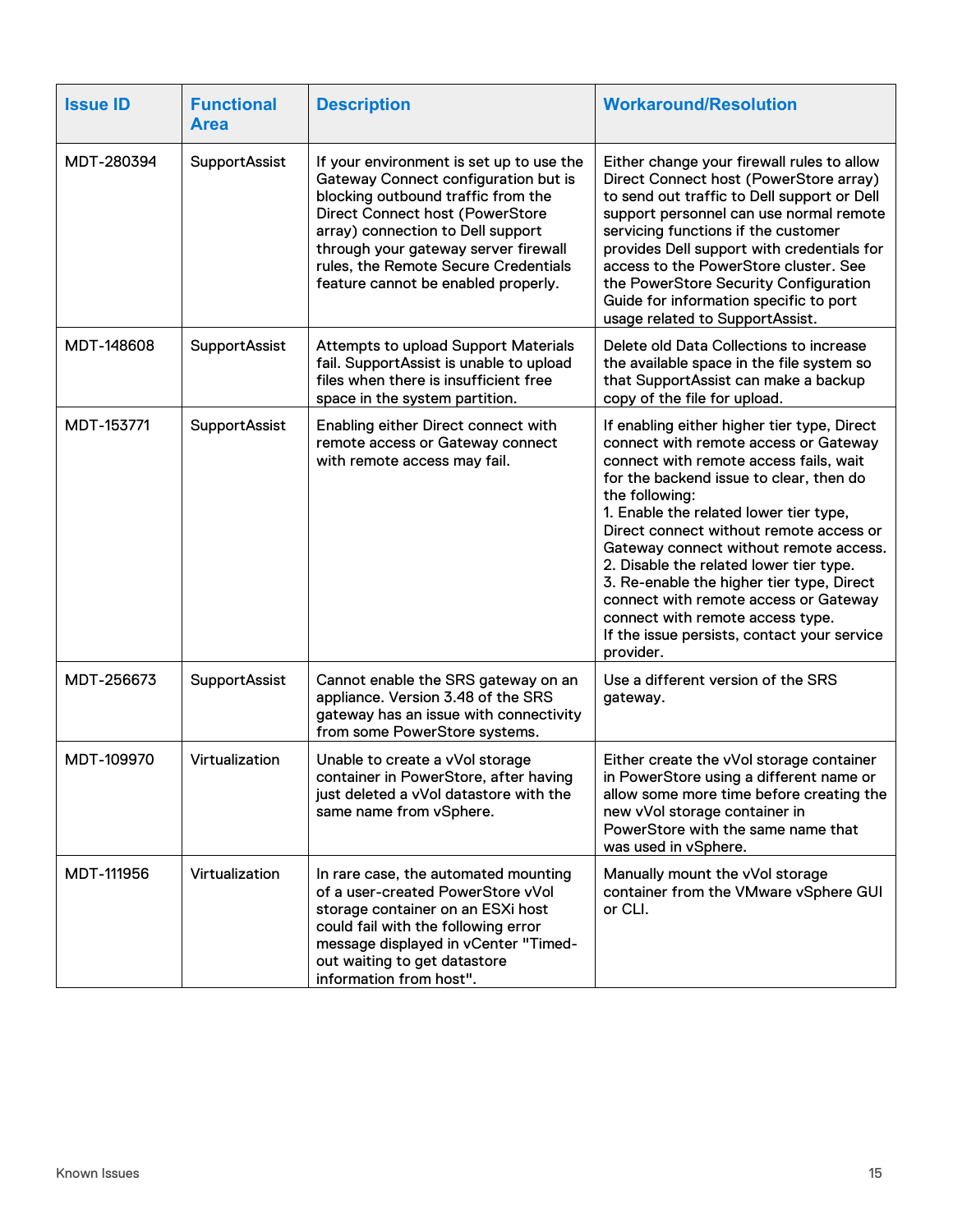| Issue ID | Functional Area | Description | Workaround/Resolution |
| --- | --- | --- | --- |
| MDT-280394 | SupportAssist | If your environment is set up to use the Gateway Connect configuration but is blocking outbound traffic from the Direct Connect host (PowerStore array) connection to Dell support through your gateway server firewall rules, the Remote Secure Credentials feature cannot be enabled properly. | Either change your firewall rules to allow Direct Connect host (PowerStore array) to send out traffic to Dell support or Dell support personnel can use normal remote servicing functions if the customer provides Dell support with credentials for access to the PowerStore cluster. See the PowerStore Security Configuration Guide for information specific to port usage related to SupportAssist. |
| MDT-148608 | SupportAssist | Attempts to upload Support Materials fail. SupportAssist is unable to upload files when there is insufficient free space in the system partition. | Delete old Data Collections to increase the available space in the file system so that SupportAssist can make a backup copy of the file for upload. |
| MDT-153771 | SupportAssist | Enabling either Direct connect with remote access or Gateway connect with remote access may fail. | If enabling either higher tier type, Direct connect with remote access or Gateway connect with remote access fails, wait for the backend issue to clear, then do the following:<br>1. Enable the related lower tier type, Direct connect without remote access or Gateway connect without remote access.<br>2. Disable the related lower tier type.<br>3. Re-enable the higher tier type, Direct connect with remote access or Gateway connect with remote access type.<br>If the issue persists, contact your service provider. |
| MDT-256673 | SupportAssist | Cannot enable the SRS gateway on an appliance. Version 3.48 of the SRS gateway has an issue with connectivity from some PowerStore systems. | Use a different version of the SRS gateway. |
| MDT-109970 | Virtualization | Unable to create a vVol storage container in PowerStore, after having just deleted a vVol datastore with the same name from vSphere. | Either create the vVol storage container in PowerStore using a different name or allow some more time before creating the new vVol storage container in PowerStore with the same name that was used in vSphere. |
| MDT-111956 | Virtualization | In rare case, the automated mounting of a user-created PowerStore vVol storage container on an ESXi host could fail with the following error message displayed in vCenter "Timed-out waiting to get datastore information from host". | Manually mount the vVol storage container from the VMware vSphere GUI or CLI. |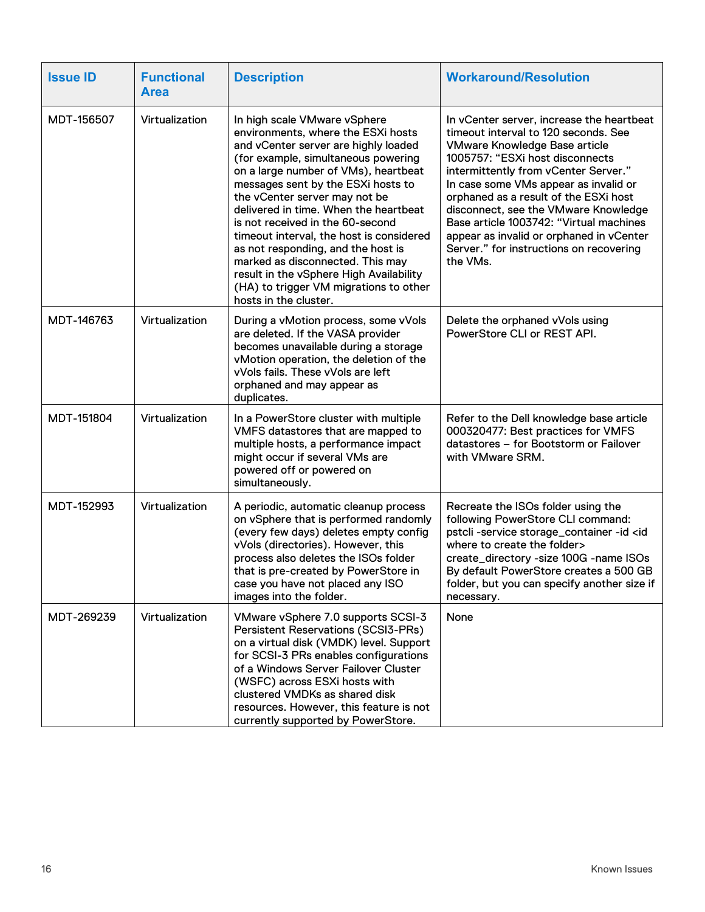| Issue ID | Functional Area | Description | Workaround/Resolution |
| --- | --- | --- | --- |
| MDT-156507 | Virtualization | In high scale VMware vSphere environments, where the ESXi hosts and vCenter server are highly loaded (for example, simultaneous powering on a large number of VMs), heartbeat messages sent by the ESXi hosts to the vCenter server may not be delivered in time. When the heartbeat is not received in the 60-second timeout interval, the host is considered as not responding, and the host is marked as disconnected. This may result in the vSphere High Availability (HA) to trigger VM migrations to other hosts in the cluster. | In vCenter server, increase the heartbeat timeout interval to 120 seconds. See VMware Knowledge Base article 1005757: "ESXi host disconnects intermittently from vCenter Server." In case some VMs appear as invalid or orphaned as a result of the ESXi host disconnect, see the VMware Knowledge Base article 1003742: "Virtual machines appear as invalid or orphaned in vCenter Server." for instructions on recovering the VMs. |
| MDT-146763 | Virtualization | During a vMotion process, some vVols are deleted. If the VASA provider becomes unavailable during a storage vMotion operation, the deletion of the vVols fails. These vVols are left orphaned and may appear as duplicates. | Delete the orphaned vVols using PowerStore CLI or REST API. |
| MDT-151804 | Virtualization | In a PowerStore cluster with multiple VMFS datastores that are mapped to multiple hosts, a performance impact might occur if several VMs are powered off or powered on simultaneously. | Refer to the Dell knowledge base article 000320477: Best practices for VMFS datastores – for Bootstorm or Failover with VMware SRM. |
| MDT-152993 | Virtualization | A periodic, automatic cleanup process on vSphere that is performed randomly (every few days) deletes empty config vVols (directories). However, this process also deletes the ISOs folder that is pre-created by PowerStore in case you have not placed any ISO images into the folder. | Recreate the ISOs folder using the following PowerStore CLI command: pstcli -service storage_container -id <id where to create the folder> create_directory -size 100G -name ISOs By default PowerStore creates a 500 GB folder, but you can specify another size if necessary. |
| MDT-269239 | Virtualization | VMware vSphere 7.0 supports SCSI-3 Persistent Reservations (SCSI3-PRs) on a virtual disk (VMDK) level. Support for SCSI-3 PRs enables configurations of a Windows Server Failover Cluster (WSFC) across ESXi hosts with clustered VMDKs as shared disk resources. However, this feature is not currently supported by PowerStore. | None |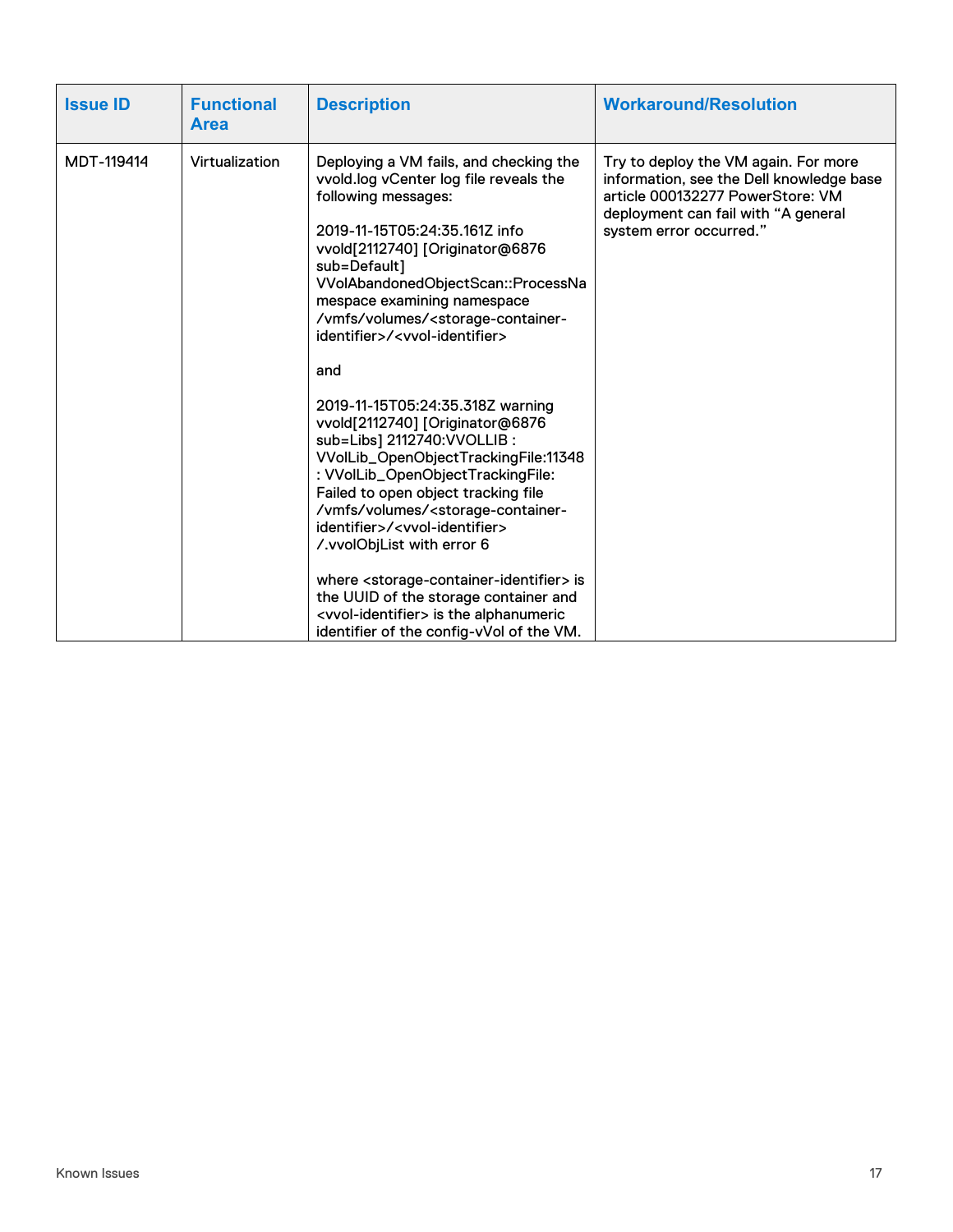| Issue ID | Functional Area | Description | Workaround/Resolution |
| --- | --- | --- | --- |
| MDT-119414 | Virtualization | Deploying a VM fails, and checking the vvold.log vCenter log file reveals the following messages:<br><br>2019-11-15T05:24:35.161Z info vvold[2112740] [Originator@6876 sub=Default] VVolAbandonedObjectScan::ProcessNamespace examining namespace /vmfs/volumes/<storage-container-identifier>/<vvol-identifier><br><br>and<br><br>2019-11-15T05:24:35.318Z warning vvold[2112740] [Originator@6876 sub=Libs] 2112740:VVOLLIB : VVolLib_OpenObjectTrackingFile:11348 : VVolLib_OpenObjectTrackingFile: Failed to open object tracking file /vmfs/volumes/<storage-container-identifier>/<vvol-identifier> /.vvolObjList with error 6<br><br>where <storage-container-identifier> is the UUID of the storage container and <vvol-identifier> is the alphanumeric identifier of the config-vVol of the VM. | Try to deploy the VM again. For more information, see the Dell knowledge base article 000132277 PowerStore: VM deployment can fail with "A general system error occurred." |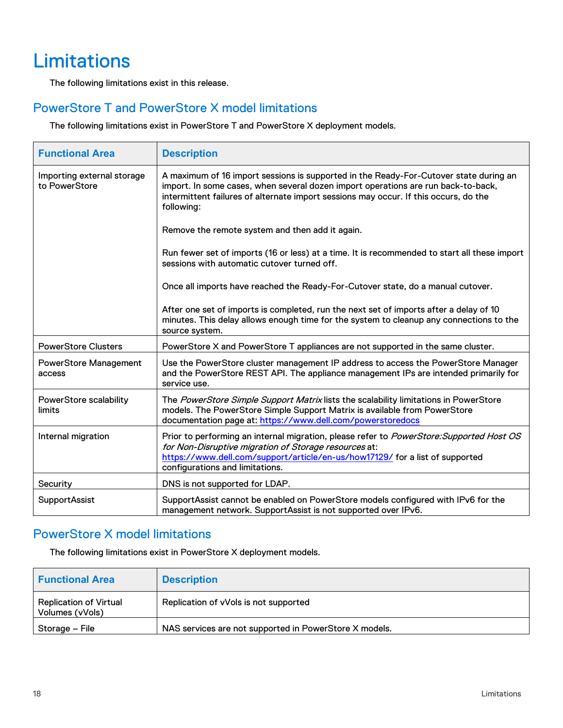# Limitations

The following limitations exist in this release.

## PowerStore T and PowerStore X model limitations

The following limitations exist in PowerStore T and PowerStore X deployment models.

| Functional Area | Description |
|---|---|
| Importing external storage to PowerStore | A maximum of 16 import sessions is supported in the Ready-For-Cutover state during an import. In some cases, when several dozen import operations are run back-to-back, intermittent failures of alternate import sessions may occur. If this occurs, do the following:<br><br>Remove the remote system and then add it again.<br><br>Run fewer set of imports (16 or less) at a time. It is recommended to start all these import sessions with automatic cutover turned off.<br><br>Once all imports have reached the Ready-For-Cutover state, do a manual cutover.<br><br>After one set of imports is completed, run the next set of imports after a delay of 10 minutes. This delay allows enough time for the system to cleanup any connections to the source system. |
| PowerStore Clusters | PowerStore X and PowerStore T appliances are not supported in the same cluster. |
| PowerStore Management access | Use the PowerStore cluster management IP address to access the PowerStore Manager and the PowerStore REST API. The appliance management IPs are intended primarily for service use. |
| PowerStore scalability limits | The *PowerStore Simple Support Matrix* lists the scalability limitations in PowerStore models. The PowerStore Simple Support Matrix is available from PowerStore documentation page at: https://www.dell.com/powerstoredocs |
| Internal migration | Prior to performing an internal migration, please refer to *PowerStore:Supported Host OS for Non-Disruptive migration of Storage resources* at: https://www.dell.com/support/article/en-us/how17129/ for a list of supported configurations and limitations. |
| Security | DNS is not supported for LDAP. |
| SupportAssist | SupportAssist cannot be enabled on PowerStore models configured with IPv6 for the management network. SupportAssist is not supported over IPv6. |

## PowerStore X model limitations

The following limitations exist in PowerStore X deployment models.

| Functional Area | Description |
|---|---|
| Replication of Virtual Volumes (vVols) | Replication of vVols is not supported |
| Storage – File | NAS services are not supported in PowerStore X models. |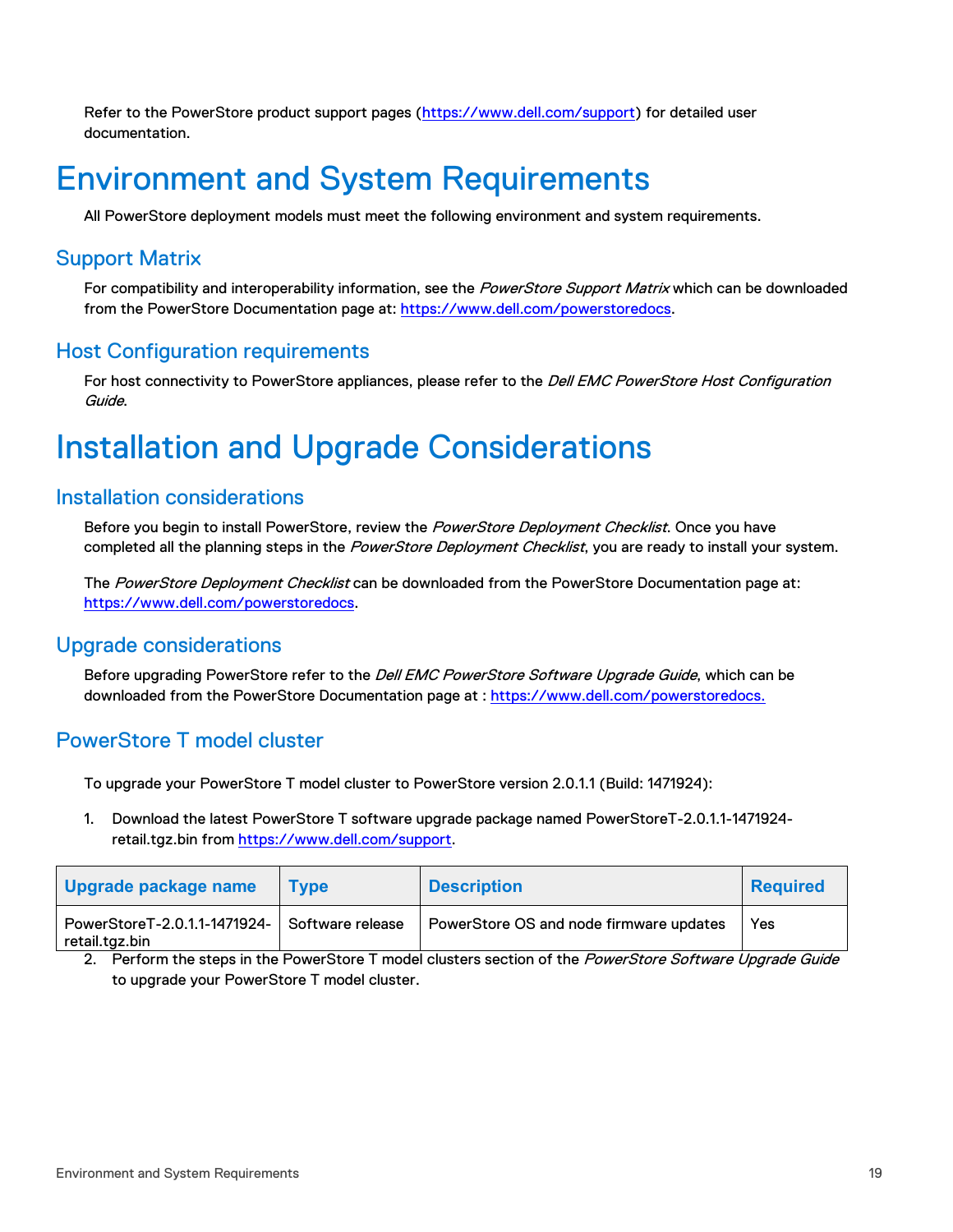Refer to the PowerStore product support pages (https://www.dell.com/support) for detailed user documentation.

# Environment and System Requirements

All PowerStore deployment models must meet the following environment and system requirements.

## Support Matrix

For compatibility and interoperability information, see the *PowerStore Support Matrix* which can be downloaded from the PowerStore Documentation page at: https://www.dell.com/powerstoredocs.

## Host Configuration requirements

For host connectivity to PowerStore appliances, please refer to the *Dell EMC PowerStore Host Configuration Guide*.

# Installation and Upgrade Considerations

## Installation considerations

Before you begin to install PowerStore, review the *PowerStore Deployment Checklist*. Once you have completed all the planning steps in the *PowerStore Deployment Checklist*, you are ready to install your system.

The *PowerStore Deployment Checklist* can be downloaded from the PowerStore Documentation page at: https://www.dell.com/powerstoredocs.

## Upgrade considerations

Before upgrading PowerStore refer to the *Dell EMC PowerStore Software Upgrade Guide*, which can be downloaded from the PowerStore Documentation page at : https://www.dell.com/powerstoredocs.

## PowerStore T model cluster

To upgrade your PowerStore T model cluster to PowerStore version 2.0.1.1 (Build: 1471924):

1. Download the latest PowerStore T software upgrade package named PowerStoreT-2.0.1.1-1471924-retail.tgz.bin from https://www.dell.com/support.

| Upgrade package name | Type | Description | Required |
|---|---|---|---|
| PowerStoreT-2.0.1.1-1471924-retail.tgz.bin | Software release | PowerStore OS and node firmware updates | Yes |

2. Perform the steps in the PowerStore T model clusters section of the *PowerStore Software Upgrade Guide* to upgrade your PowerStore T model cluster.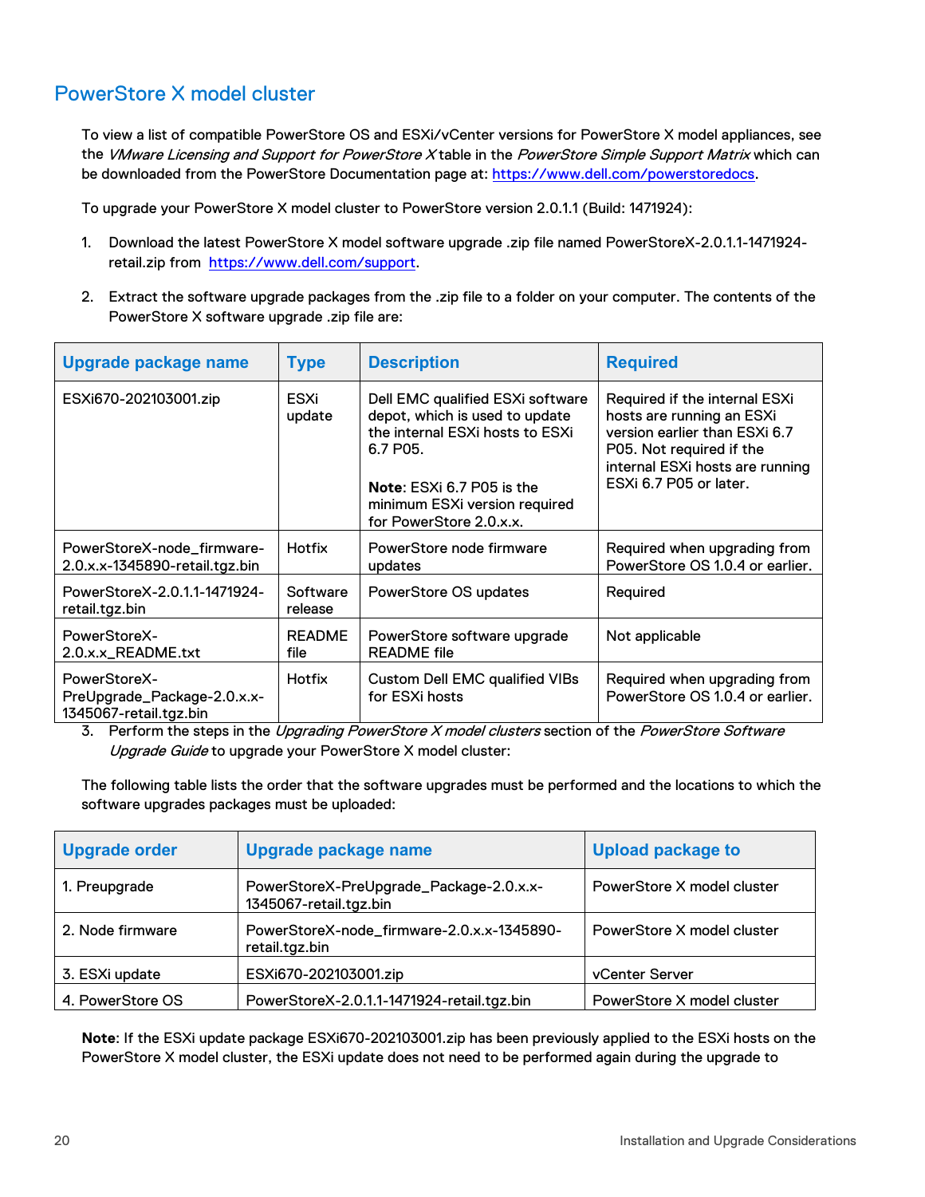## PowerStore X model cluster

To view a list of compatible PowerStore OS and ESXi/vCenter versions for PowerStore X model appliances, see the *VMware Licensing and Support for PowerStore X* table in the *PowerStore Simple Support Matrix* which can be downloaded from the PowerStore Documentation page at: https://www.dell.com/powerstoredocs.

To upgrade your PowerStore X model cluster to PowerStore version 2.0.1.1 (Build: 1471924):

1. Download the latest PowerStore X model software upgrade .zip file named PowerStoreX-2.0.1.1-1471924-retail.zip from https://www.dell.com/support.

2. Extract the software upgrade packages from the .zip file to a folder on your computer. The contents of the PowerStore X software upgrade .zip file are:

| Upgrade package name | Type | Description | Required |
|---|---|---|---|
| ESXi670-202103001.zip | ESXi update | Dell EMC qualified ESXi software depot, which is used to update the internal ESXi hosts to ESXi 6.7 P05.<br><br>**Note**: ESXi 6.7 P05 is the minimum ESXi version required for PowerStore 2.0.x.x. | Required if the internal ESXi hosts are running an ESXi version earlier than ESXi 6.7 P05. Not required if the internal ESXi hosts are running ESXi 6.7 P05 or later. |
| PowerStoreX-node_firmware-2.0.x.x-1345890-retail.tgz.bin | Hotfix | PowerStore node firmware updates | Required when upgrading from PowerStore OS 1.0.4 or earlier. |
| PowerStoreX-2.0.1.1-1471924-retail.tgz.bin | Software release | PowerStore OS updates | Required |
| PowerStoreX-2.0.x.x_README.txt | README file | PowerStore software upgrade README file | Not applicable |
| PowerStoreX-PreUpgrade_Package-2.0.x.x-1345067-retail.tgz.bin | Hotfix | Custom Dell EMC qualified VIBs for ESXi hosts | Required when upgrading from PowerStore OS 1.0.4 or earlier. |

3. Perform the steps in the *Upgrading PowerStore X model clusters* section of the *PowerStore Software Upgrade Guide* to upgrade your PowerStore X model cluster:

The following table lists the order that the software upgrades must be performed and the locations to which the software upgrades packages must be uploaded:

| Upgrade order | Upgrade package name | Upload package to |
|---|---|---|
| 1. Preupgrade | PowerStoreX-PreUpgrade_Package-2.0.x.x-1345067-retail.tgz.bin | PowerStore X model cluster |
| 2. Node firmware | PowerStoreX-node_firmware-2.0.x.x-1345890-retail.tgz.bin | PowerStore X model cluster |
| 3. ESXi update | ESXi670-202103001.zip | vCenter Server |
| 4. PowerStore OS | PowerStoreX-2.0.1.1-1471924-retail.tgz.bin | PowerStore X model cluster |

**Note**: If the ESXi update package ESXi670-202103001.zip has been previously applied to the ESXi hosts on the PowerStore X model cluster, the ESXi update does not need to be performed again during the upgrade to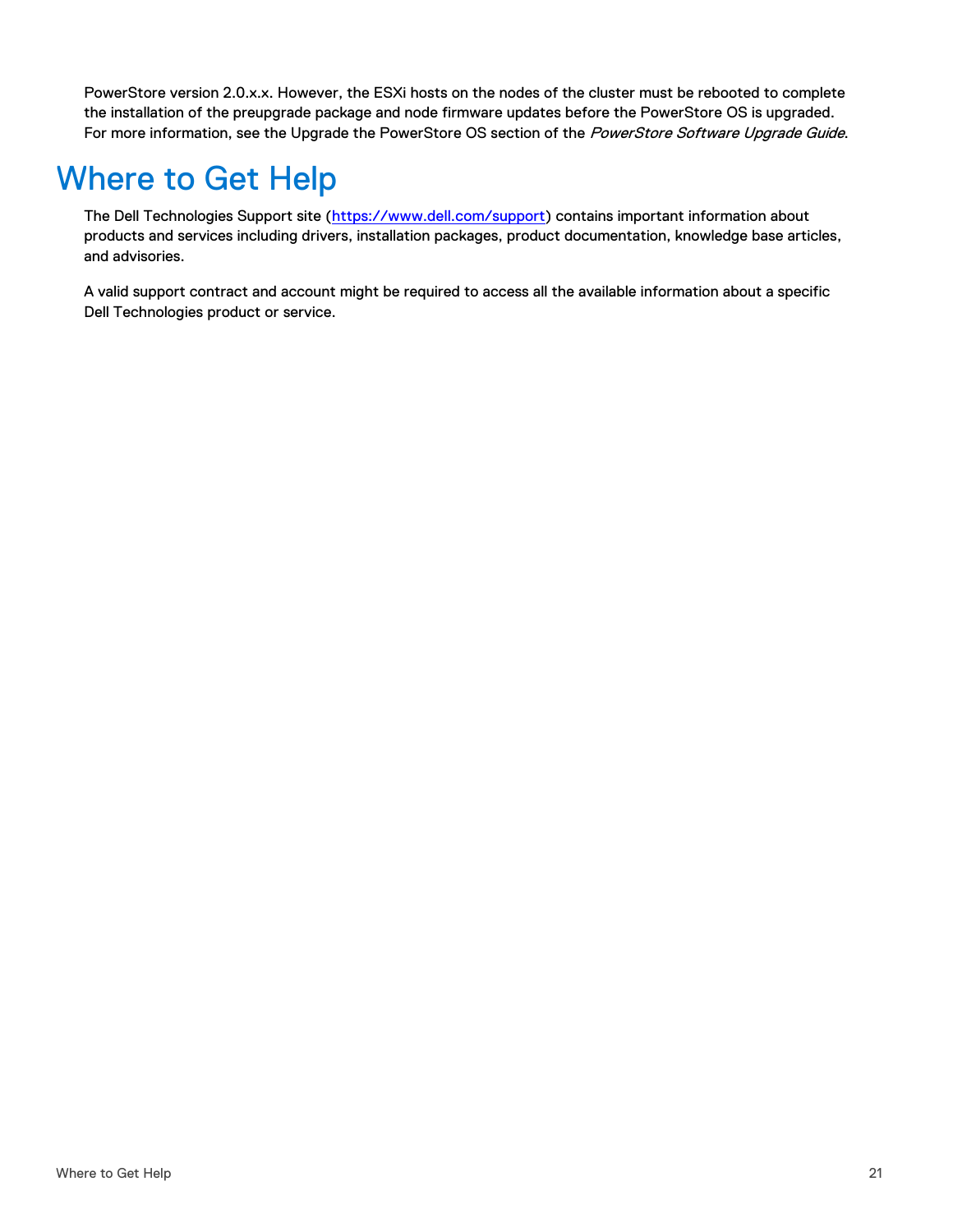PowerStore version 2.0.x.x. However, the ESXi hosts on the nodes of the cluster must be rebooted to complete the installation of the preupgrade package and node firmware updates before the PowerStore OS is upgraded. For more information, see the Upgrade the PowerStore OS section of the *PowerStore Software Upgrade Guide*.

# Where to Get Help

The Dell Technologies Support site (https://www.dell.com/support) contains important information about products and services including drivers, installation packages, product documentation, knowledge base articles, and advisories.

A valid support contract and account might be required to access all the available information about a specific Dell Technologies product or service.